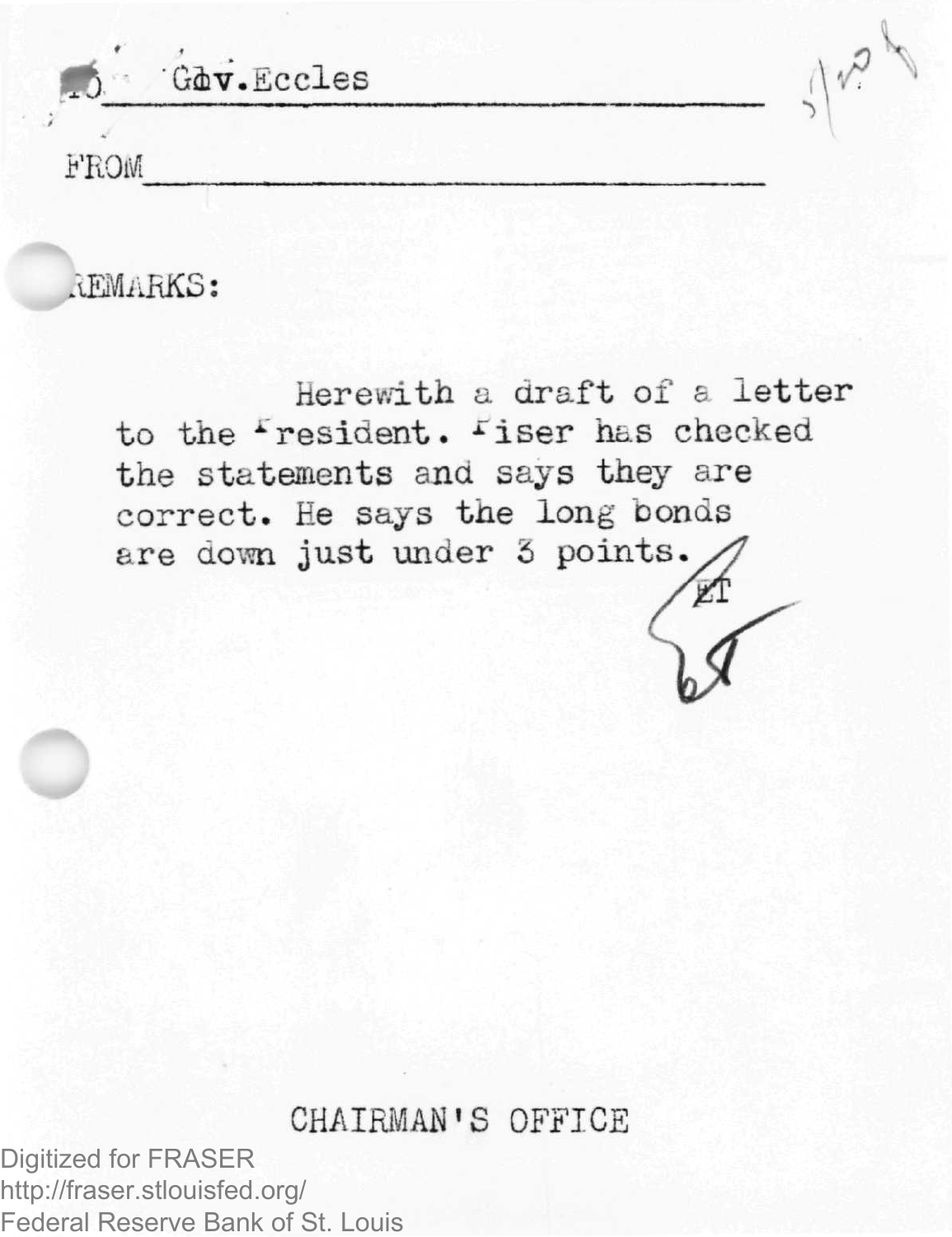TO Gov.Eccles

FROM

REMARKS:

Herewith a draft of a letter to the President. Piser has checked the statements and says they are correct. He says the long bonds are down just under 3 points.

ET

CHAIRMAN'S OFFICE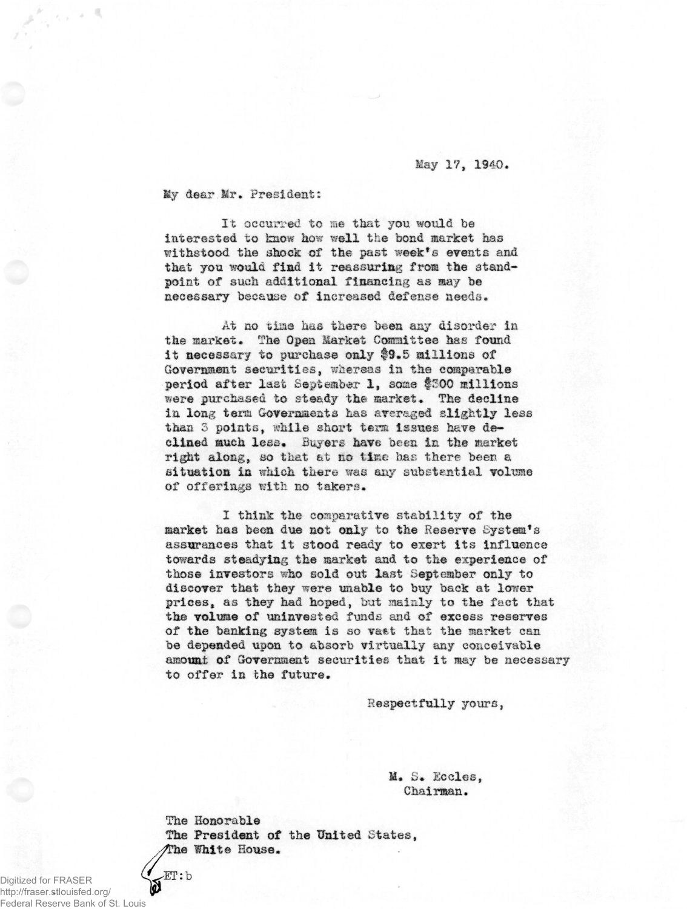May 17, 1940.

My dear Mr. President:

It occurred to me that you would be interested to know how well the bond market has withstood the shock of the past week's events and that you would find it reassuring from the standpoint of such additional financing as may be necessary because of increased defense needs.

At no time has there been any disorder in the market. The Open Market Committee has found it necessary to purchase only $9.5 millions of Government securities, whereas in the comparable period after last September 1, some $300 millions were purchased to steady the market. The decline in long term Governments has averaged slightly less than 3 points, while short term issues have declined much less. Buyers have been in the market right along, so that at no time has there been a situation in which there was any substantial volume of offerings with no takers.

I think the comparative stability of the market has been due not only to the Reserve System's assurances that it stood ready to exert its influence towards steadying the market and to the experience of those investors who sold out last September only to discover that they were unable to buy back at lower prices, as they had hoped, but mainly to the fact that the volume of uninvested funds and of excess reserves of the banking system is so vast that the market can be depended upon to absorb virtually any conceivable amount of Government securities that it may be necessary to offer in the future.

Respectfully yours,

M. S. Eccles,
Chairman.

The Honorable
The President of the United States,
The White House.

ET:b